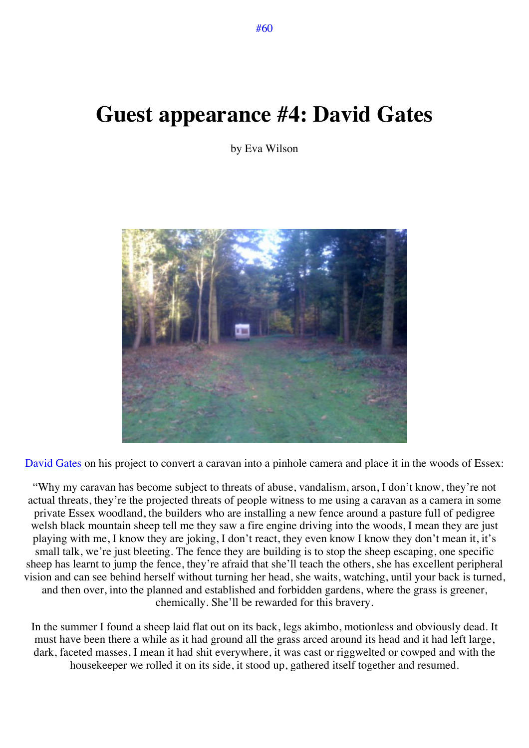#60

# Guest appearance #4: David Gates

by Eva Wilson

David Gates on his project to convert a caravan into a pinhole camera and place it in the woods of Essex:

"Why my caravan has become subject to threats of abuse, vandalism, arson, I don't know, they're not actual threats, they're the projected threats of people witness to me using a caravan as a camera in some private Essex woodland, the builders who are installing a new fence around a pasture full of pedigree welsh black mountain sheep tell me they saw a fire engine driving into the woods, I mean they are just playing with me, I know they are joking, I don't react, they even know I know they don't mean it, it's small talk, we're just bleeting. The fence they are building is to stop the sheep escaping, one specific sheep has learnt to jump the fence, they're afraid that she'll teach the others, she has excellent peripheral vision and can see behind herself without turning her head, she waits, watching, until your back is turned, and then over, into the planned and established and forbidden gardens, where the grass is greener, chemically. She'll be rewarded for this bravery.

In the summer I found a sheep laid flat out on its back, legs akimbo, motionless and obviously dead. It must have been there a while as it had ground all the grass arced around its head and it had left large, dark, faceted masses, I mean it had shit everywhere, it was cast or riggwelted or cowped and with the housekeeper we rolled it on its side, it stood up, gathered itself together and resumed.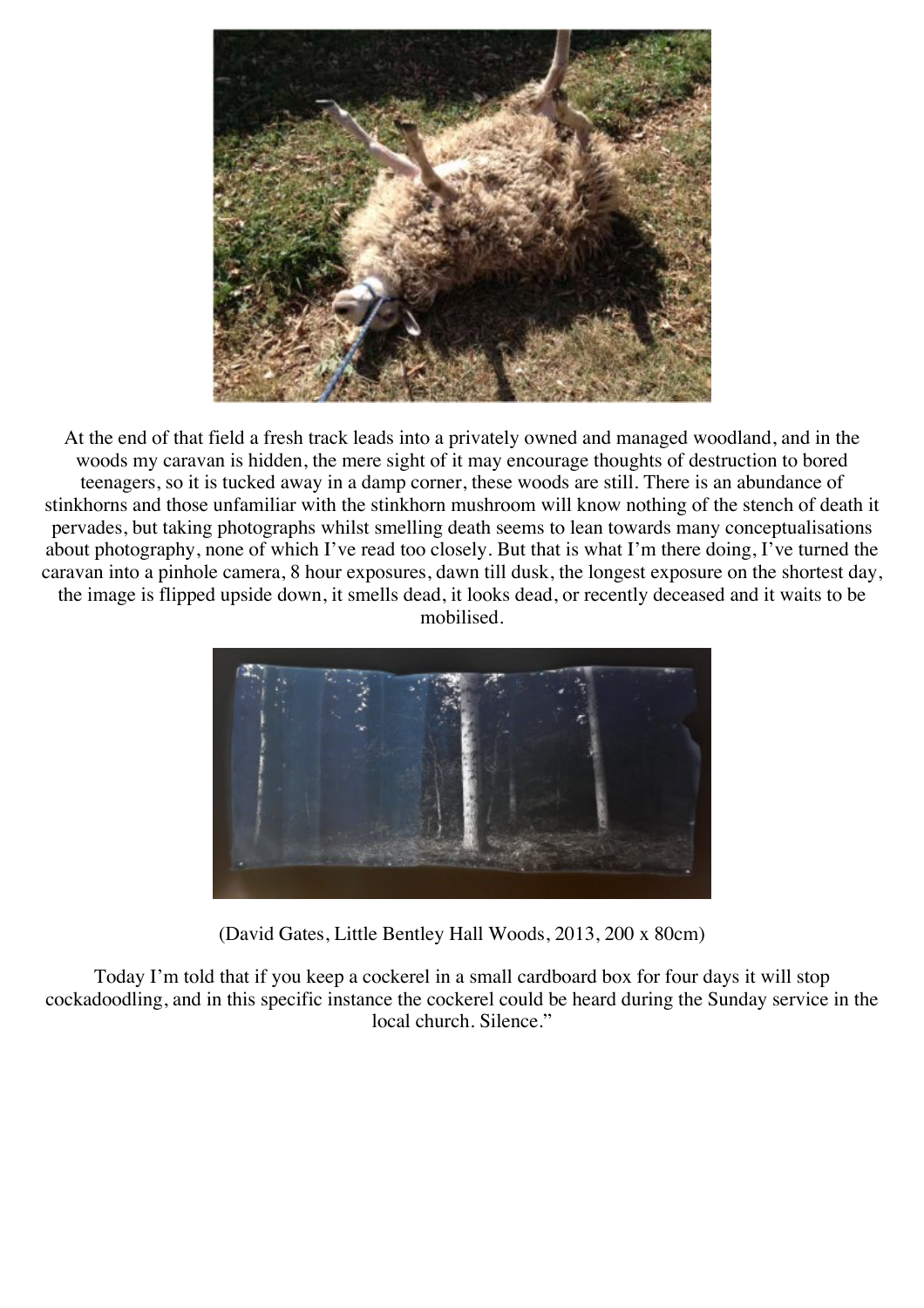At the end of that field a fresh track leads into a privately owned and managed woodland, and in the woods my caravan is hidden, the mere sight of it may encourage thoughts of destruction to bored teenagers, so it is tucked away in a damp corner, these woods are still. There is an abundance of stinkhorns and those unfamiliar with the stinkhorn mushroom will know nothing of the stench of death it pervades, but taking photographs whilst smelling death seems to lean towards many conceptualisations about photography, none of which I've read too closely. But that is what I'm there doing, I've turned the caravan into a pinhole camera, 8 hour exposures, dawn till dusk, the longest exposure on the shortest day, the image is flipped upside down, it smells dead, it looks dead, or recently deceased and it waits to be mobilised.

(David Gates, Little Bentley Hall Woods, 2013, 200 x 80cm)

Today I'm told that if you keep a cockerel in a small cardboard box for four days it will stop cockadoodling, and in this specific instance the cockerel could be heard during the Sunday service in the local church. Silence."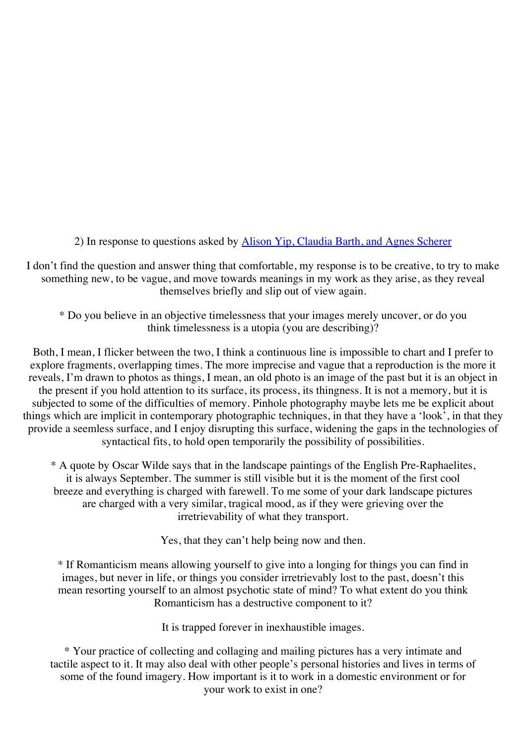2) In response to questions asked by [Alison Yip, Claudia Barth, and Agnes Scherer]()

I don't find the question and answer thing that comfortable, my response is to be creative, to try to make something new, to be vague, and move towards meanings in my work as they arise, as they reveal themselves briefly and slip out of view again.

* Do you believe in an objective timelessness that your images merely uncover, or do you think timelessness is a utopia (you are describing)?

Both, I mean, I flicker between the two, I think a continuous line is impossible to chart and I prefer to explore fragments, overlapping times. The more imprecise and vague that a reproduction is the more it reveals, I'm drawn to photos as things, I mean, an old photo is an image of the past but it is an object in the present if you hold attention to its surface, its process, its thingness. It is not a memory, but it is subjected to some of the difficulties of memory. Pinhole photography maybe lets me be explicit about things which are implicit in contemporary photographic techniques, in that they have a 'look', in that they provide a seemless surface, and I enjoy disrupting this surface, widening the gaps in the technologies of syntactical fits, to hold open temporarily the possibility of possibilities.

* A quote by Oscar Wilde says that in the landscape paintings of the English Pre-Raphaelites, it is always September. The summer is still visible but it is the moment of the first cool breeze and everything is charged with farewell. To me some of your dark landscape pictures are charged with a very similar, tragical mood, as if they were grieving over the irretrievability of what they transport.

Yes, that they can't help being now and then.

* If Romanticism means allowing yourself to give into a longing for things you can find in images, but never in life, or things you consider irretrievably lost to the past, doesn't this mean resorting yourself to an almost psychotic state of mind? To what extent do you think Romanticism has a destructive component to it?

It is trapped forever in inexhaustible images.

* Your practice of collecting and collaging and mailing pictures has a very intimate and tactile aspect to it. It may also deal with other people's personal histories and lives in terms of some of the found imagery. How important is it to work in a domestic environment or for your work to exist in one?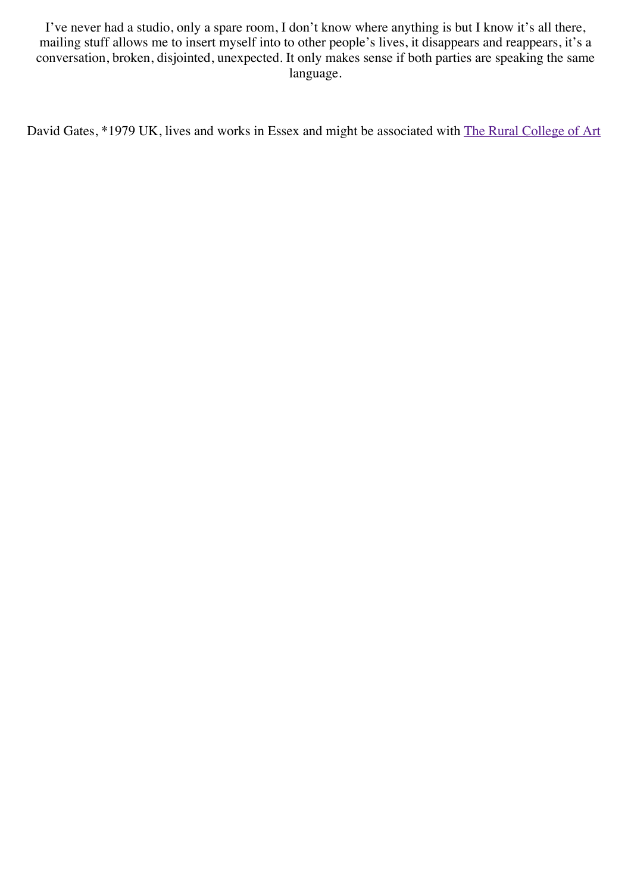I've never had a studio, only a spare room, I don't know where anything is but I know it's all there, mailing stuff allows me to insert myself into to other people's lives, it disappears and reappears, it's a conversation, broken, disjointed, unexpected. It only makes sense if both parties are speaking the same language.

David Gates, *1979 UK, lives and works in Essex and might be associated with The Rural College of Art